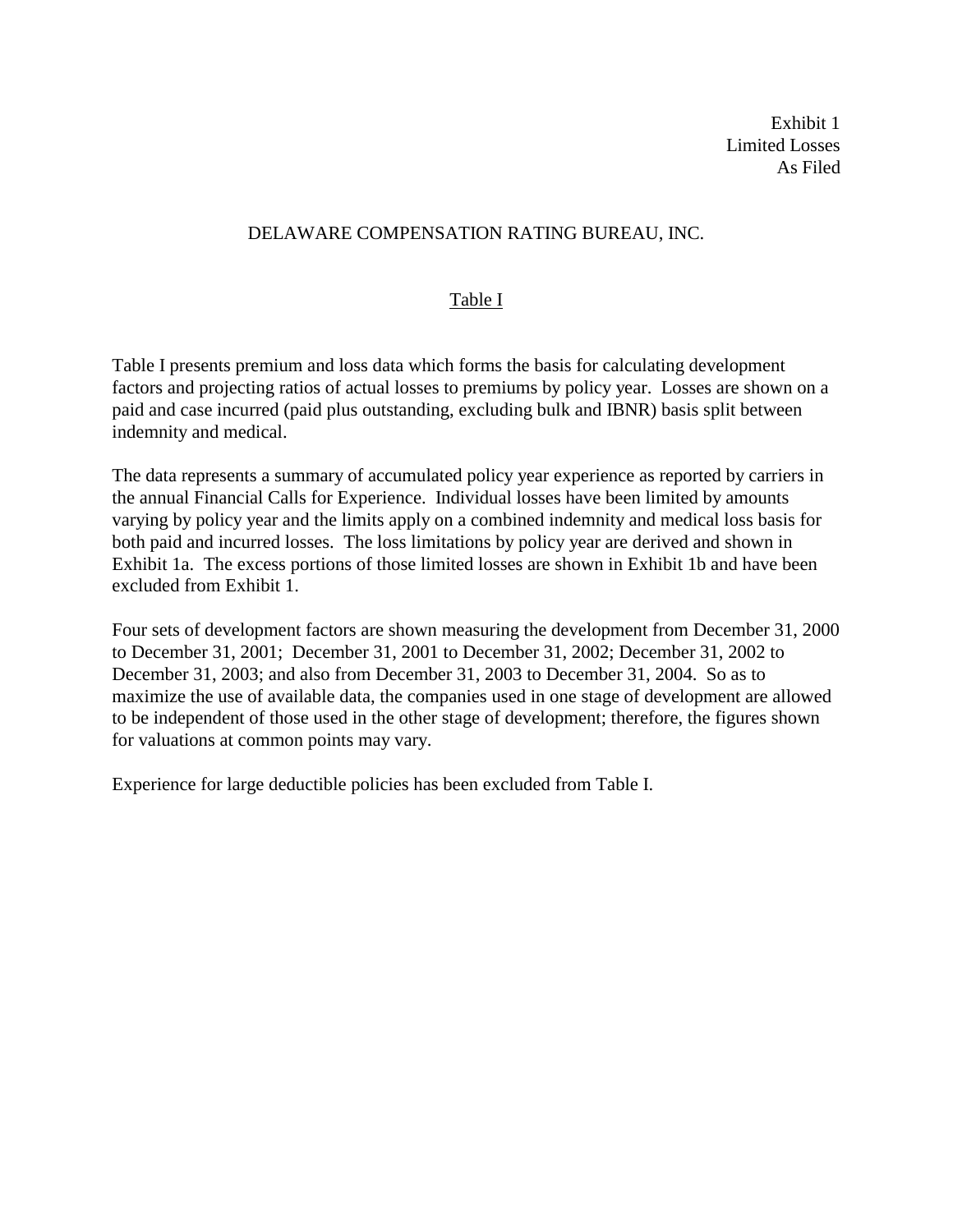Exhibit 1
Limited Losses
As Filed

DELAWARE COMPENSATION RATING BUREAU, INC.

Table I

Table I presents premium and loss data which forms the basis for calculating development factors and projecting ratios of actual losses to premiums by policy year. Losses are shown on a paid and case incurred (paid plus outstanding, excluding bulk and IBNR) basis split between indemnity and medical.

The data represents a summary of accumulated policy year experience as reported by carriers in the annual Financial Calls for Experience. Individual losses have been limited by amounts varying by policy year and the limits apply on a combined indemnity and medical loss basis for both paid and incurred losses. The loss limitations by policy year are derived and shown in Exhibit 1a. The excess portions of those limited losses are shown in Exhibit 1b and have been excluded from Exhibit 1.

Four sets of development factors are shown measuring the development from December 31, 2000 to December 31, 2001; December 31, 2001 to December 31, 2002; December 31, 2002 to December 31, 2003; and also from December 31, 2003 to December 31, 2004. So as to maximize the use of available data, the companies used in one stage of development are allowed to be independent of those used in the other stage of development; therefore, the figures shown for valuations at common points may vary.

Experience for large deductible policies has been excluded from Table I.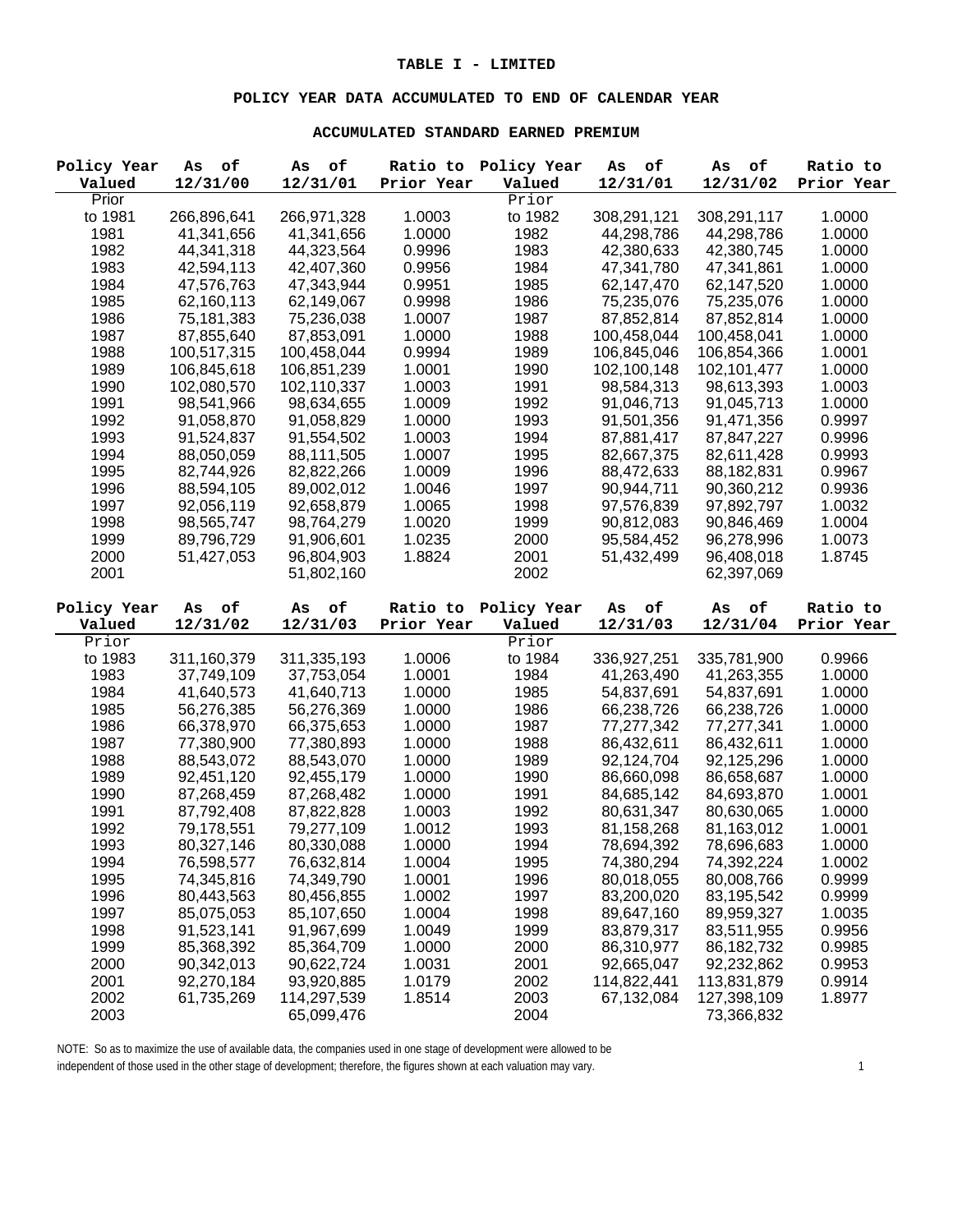**TABLE I - LIMITED**

**POLICY YEAR DATA ACCUMULATED TO END OF CALENDAR YEAR**

**ACCUMULATED STANDARD EARNED PREMIUM**

| Policy Year Valued | As of 12/31/00 | As of 12/31/01 | Ratio to Prior Year | Policy Year Valued | As of 12/31/01 | As of 12/31/02 | Ratio to Prior Year |
|---|---|---|---|---|---|---|---|
| Prior to 1981 | 266,896,641 | 266,971,328 | 1.0003 | Prior to 1982 | 308,291,121 | 308,291,117 | 1.0000 |
| 1981 | 41,341,656 | 41,341,656 | 1.0000 | 1982 | 44,298,786 | 44,298,786 | 1.0000 |
| 1982 | 44,341,318 | 44,323,564 | 0.9996 | 1983 | 42,380,633 | 42,380,745 | 1.0000 |
| 1983 | 42,594,113 | 42,407,360 | 0.9956 | 1984 | 47,341,780 | 47,341,861 | 1.0000 |
| 1984 | 47,576,763 | 47,343,944 | 0.9951 | 1985 | 62,147,470 | 62,147,520 | 1.0000 |
| 1985 | 62,160,113 | 62,149,067 | 0.9998 | 1986 | 75,235,076 | 75,235,076 | 1.0000 |
| 1986 | 75,181,383 | 75,236,038 | 1.0007 | 1987 | 87,852,814 | 87,852,814 | 1.0000 |
| 1987 | 87,855,640 | 87,853,091 | 1.0000 | 1988 | 100,458,044 | 100,458,041 | 1.0000 |
| 1988 | 100,517,315 | 100,458,044 | 0.9994 | 1989 | 106,845,046 | 106,854,366 | 1.0001 |
| 1989 | 106,845,618 | 106,851,239 | 1.0001 | 1990 | 102,100,148 | 102,101,477 | 1.0000 |
| 1990 | 102,080,570 | 102,110,337 | 1.0003 | 1991 | 98,584,313 | 98,613,393 | 1.0003 |
| 1991 | 98,541,966 | 98,634,655 | 1.0009 | 1992 | 91,046,713 | 91,045,713 | 1.0000 |
| 1992 | 91,058,870 | 91,058,829 | 1.0000 | 1993 | 91,501,356 | 91,471,356 | 0.9997 |
| 1993 | 91,524,837 | 91,554,502 | 1.0003 | 1994 | 87,881,417 | 87,847,227 | 0.9996 |
| 1994 | 88,050,059 | 88,111,505 | 1.0007 | 1995 | 82,667,375 | 82,611,428 | 0.9993 |
| 1995 | 82,744,926 | 82,822,266 | 1.0009 | 1996 | 88,472,633 | 88,182,831 | 0.9967 |
| 1996 | 88,594,105 | 89,002,012 | 1.0046 | 1997 | 90,944,711 | 90,360,212 | 0.9936 |
| 1997 | 92,056,119 | 92,658,879 | 1.0065 | 1998 | 97,576,839 | 97,892,797 | 1.0032 |
| 1998 | 98,565,747 | 98,764,279 | 1.0020 | 1999 | 90,812,083 | 90,846,469 | 1.0004 |
| 1999 | 89,796,729 | 91,906,601 | 1.0235 | 2000 | 95,584,452 | 96,278,996 | 1.0073 |
| 2000 | 51,427,053 | 96,804,903 | 1.8824 | 2001 | 51,432,499 | 96,408,018 | 1.8745 |
| 2001 | | 51,802,160 | | 2002 | | 62,397,069 | |

| Policy Year Valued | As of 12/31/02 | As of 12/31/03 | Ratio to Prior Year | Policy Year Valued | As of 12/31/03 | As of 12/31/04 | Ratio to Prior Year |
|---|---|---|---|---|---|---|---|
| Prior to 1983 | 311,160,379 | 311,335,193 | 1.0006 | Prior to 1984 | 336,927,251 | 335,781,900 | 0.9966 |
| 1983 | 37,749,109 | 37,753,054 | 1.0001 | 1984 | 41,263,490 | 41,263,355 | 1.0000 |
| 1984 | 41,640,573 | 41,640,713 | 1.0000 | 1985 | 54,837,691 | 54,837,691 | 1.0000 |
| 1985 | 56,276,385 | 56,276,369 | 1.0000 | 1986 | 66,238,726 | 66,238,726 | 1.0000 |
| 1986 | 66,378,970 | 66,375,653 | 1.0000 | 1987 | 77,277,342 | 77,277,341 | 1.0000 |
| 1987 | 77,380,900 | 77,380,893 | 1.0000 | 1988 | 86,432,611 | 86,432,611 | 1.0000 |
| 1988 | 88,543,072 | 88,543,070 | 1.0000 | 1989 | 92,124,704 | 92,125,296 | 1.0000 |
| 1989 | 92,451,120 | 92,455,179 | 1.0000 | 1990 | 86,660,098 | 86,658,687 | 1.0000 |
| 1990 | 87,268,459 | 87,268,482 | 1.0000 | 1991 | 84,685,142 | 84,693,870 | 1.0001 |
| 1991 | 87,792,408 | 87,822,828 | 1.0003 | 1992 | 80,631,347 | 80,630,065 | 1.0000 |
| 1992 | 79,178,551 | 79,277,109 | 1.0012 | 1993 | 81,158,268 | 81,163,012 | 1.0001 |
| 1993 | 80,327,146 | 80,330,088 | 1.0000 | 1994 | 78,694,392 | 78,696,683 | 1.0000 |
| 1994 | 76,598,577 | 76,632,814 | 1.0004 | 1995 | 74,380,294 | 74,392,224 | 1.0002 |
| 1995 | 74,345,816 | 74,349,790 | 1.0001 | 1996 | 80,018,055 | 80,008,766 | 0.9999 |
| 1996 | 80,443,563 | 80,456,855 | 1.0002 | 1997 | 83,200,020 | 83,195,542 | 0.9999 |
| 1997 | 85,075,053 | 85,107,650 | 1.0004 | 1998 | 89,647,160 | 89,959,327 | 1.0035 |
| 1998 | 91,523,141 | 91,967,699 | 1.0049 | 1999 | 83,879,317 | 83,511,955 | 0.9956 |
| 1999 | 85,368,392 | 85,364,709 | 1.0000 | 2000 | 86,310,977 | 86,182,732 | 0.9985 |
| 2000 | 90,342,013 | 90,622,724 | 1.0031 | 2001 | 92,665,047 | 92,232,862 | 0.9953 |
| 2001 | 92,270,184 | 93,920,885 | 1.0179 | 2002 | 114,822,441 | 113,831,879 | 0.9914 |
| 2002 | 61,735,269 | 114,297,539 | 1.8514 | 2003 | 67,132,084 | 127,398,109 | 1.8977 |
| 2003 | | 65,099,476 | | 2004 | | 73,366,832 | |

NOTE: So as to maximize the use of available data, the companies used in one stage of development were allowed to be independent of those used in the other stage of development; therefore, the figures shown at each valuation may vary.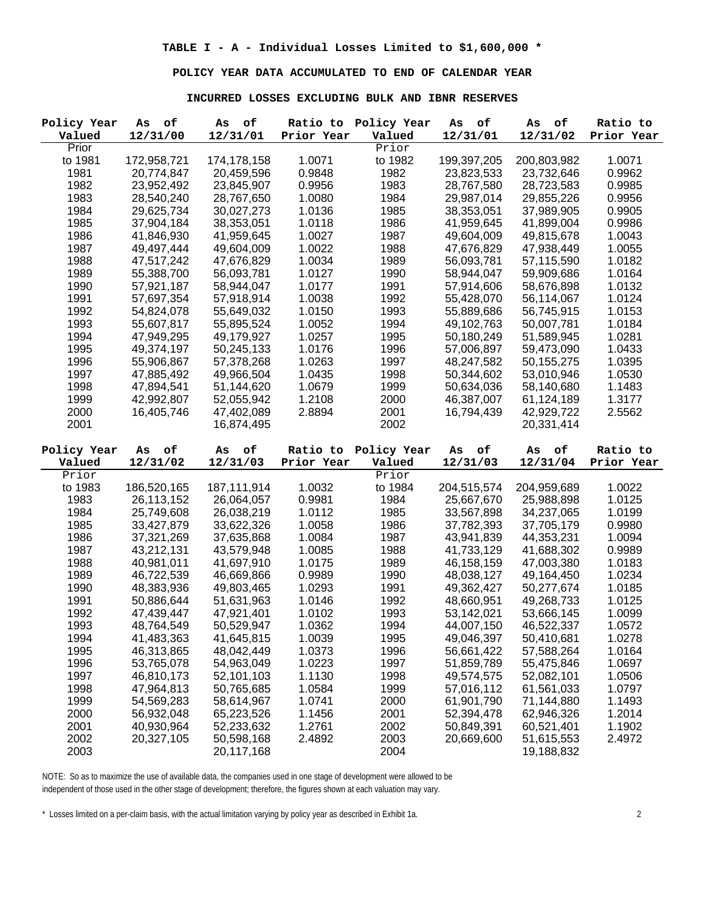**TABLE I - A - Individual Losses Limited to $1,600,000 ***

**POLICY YEAR DATA ACCUMULATED TO END OF CALENDAR YEAR**

**INCURRED LOSSES EXCLUDING BULK AND IBNR RESERVES**

| Policy Year Valued | As of 12/31/00 | As of 12/31/01 | Ratio to Prior Year | Policy Year Valued | As of 12/31/01 | As of 12/31/02 | Ratio to Prior Year |
|---|---|---|---|---|---|---|---|
| Prior to 1981 | 172,958,721 | 174,178,158 | 1.0071 | Prior to 1982 | 199,397,205 | 200,803,982 | 1.0071 |
| 1981 | 20,774,847 | 20,459,596 | 0.9848 | 1982 | 23,823,533 | 23,732,646 | 0.9962 |
| 1982 | 23,952,492 | 23,845,907 | 0.9956 | 1983 | 28,767,580 | 28,723,583 | 0.9985 |
| 1983 | 28,540,240 | 28,767,650 | 1.0080 | 1984 | 29,987,014 | 29,855,226 | 0.9956 |
| 1984 | 29,625,734 | 30,027,273 | 1.0136 | 1985 | 38,353,051 | 37,989,905 | 0.9905 |
| 1985 | 37,904,184 | 38,353,051 | 1.0118 | 1986 | 41,959,645 | 41,899,004 | 0.9986 |
| 1986 | 41,846,930 | 41,959,645 | 1.0027 | 1987 | 49,604,009 | 49,815,678 | 1.0043 |
| 1987 | 49,497,444 | 49,604,009 | 1.0022 | 1988 | 47,676,829 | 47,938,449 | 1.0055 |
| 1988 | 47,517,242 | 47,676,829 | 1.0034 | 1989 | 56,093,781 | 57,115,590 | 1.0182 |
| 1989 | 55,388,700 | 56,093,781 | 1.0127 | 1990 | 58,944,047 | 59,909,686 | 1.0164 |
| 1990 | 57,921,187 | 58,944,047 | 1.0177 | 1991 | 57,914,606 | 58,676,898 | 1.0132 |
| 1991 | 57,697,354 | 57,918,914 | 1.0038 | 1992 | 55,428,070 | 56,114,067 | 1.0124 |
| 1992 | 54,824,078 | 55,649,032 | 1.0150 | 1993 | 55,889,686 | 56,745,915 | 1.0153 |
| 1993 | 55,607,817 | 55,895,524 | 1.0052 | 1994 | 49,102,763 | 50,007,781 | 1.0184 |
| 1994 | 47,949,295 | 49,179,927 | 1.0257 | 1995 | 50,180,249 | 51,589,945 | 1.0281 |
| 1995 | 49,374,197 | 50,245,133 | 1.0176 | 1996 | 57,006,897 | 59,473,090 | 1.0433 |
| 1996 | 55,906,867 | 57,378,268 | 1.0263 | 1997 | 48,247,582 | 50,155,275 | 1.0395 |
| 1997 | 47,885,492 | 49,966,504 | 1.0435 | 1998 | 50,344,602 | 53,010,946 | 1.0530 |
| 1998 | 47,894,541 | 51,144,620 | 1.0679 | 1999 | 50,634,036 | 58,140,680 | 1.1483 |
| 1999 | 42,992,807 | 52,055,942 | 1.2108 | 2000 | 46,387,007 | 61,124,189 | 1.3177 |
| 2000 | 16,405,746 | 47,402,089 | 2.8894 | 2001 | 16,794,439 | 42,929,722 | 2.5562 |
| 2001 | | 16,874,495 | | 2002 | | 20,331,414 | |

| Policy Year Valued | As of 12/31/02 | As of 12/31/03 | Ratio to Prior Year | Policy Year Valued | As of 12/31/03 | As of 12/31/04 | Ratio to Prior Year |
|---|---|---|---|---|---|---|---|
| Prior to 1983 | 186,520,165 | 187,111,914 | 1.0032 | Prior to 1984 | 204,515,574 | 204,959,689 | 1.0022 |
| 1983 | 26,113,152 | 26,064,057 | 0.9981 | 1984 | 25,667,670 | 25,988,898 | 1.0125 |
| 1984 | 25,749,608 | 26,038,219 | 1.0112 | 1985 | 33,567,898 | 34,237,065 | 1.0199 |
| 1985 | 33,427,879 | 33,622,326 | 1.0058 | 1986 | 37,782,393 | 37,705,179 | 0.9980 |
| 1986 | 37,321,269 | 37,635,868 | 1.0084 | 1987 | 43,941,839 | 44,353,231 | 1.0094 |
| 1987 | 43,212,131 | 43,579,948 | 1.0085 | 1988 | 41,733,129 | 41,688,302 | 0.9989 |
| 1988 | 40,981,011 | 41,697,910 | 1.0175 | 1989 | 46,158,159 | 47,003,380 | 1.0183 |
| 1989 | 46,722,539 | 46,669,866 | 0.9989 | 1990 | 48,038,127 | 49,164,450 | 1.0234 |
| 1990 | 48,383,936 | 49,803,465 | 1.0293 | 1991 | 49,362,427 | 50,277,674 | 1.0185 |
| 1991 | 50,886,644 | 51,631,963 | 1.0146 | 1992 | 48,660,951 | 49,268,733 | 1.0125 |
| 1992 | 47,439,447 | 47,921,401 | 1.0102 | 1993 | 53,142,021 | 53,666,145 | 1.0099 |
| 1993 | 48,764,549 | 50,529,947 | 1.0362 | 1994 | 44,007,150 | 46,522,337 | 1.0572 |
| 1994 | 41,483,363 | 41,645,815 | 1.0039 | 1995 | 49,046,397 | 50,410,681 | 1.0278 |
| 1995 | 46,313,865 | 48,042,449 | 1.0373 | 1996 | 56,661,422 | 57,588,264 | 1.0164 |
| 1996 | 53,765,078 | 54,963,049 | 1.0223 | 1997 | 51,859,789 | 55,475,846 | 1.0697 |
| 1997 | 46,810,173 | 52,101,103 | 1.1130 | 1998 | 49,574,575 | 52,082,101 | 1.0506 |
| 1998 | 47,964,813 | 50,765,685 | 1.0584 | 1999 | 57,016,112 | 61,561,033 | 1.0797 |
| 1999 | 54,569,283 | 58,614,967 | 1.0741 | 2000 | 61,901,790 | 71,144,880 | 1.1493 |
| 2000 | 56,932,048 | 65,223,526 | 1.1456 | 2001 | 52,394,478 | 62,946,326 | 1.2014 |
| 2001 | 40,930,964 | 52,233,632 | 1.2761 | 2002 | 50,849,391 | 60,521,401 | 1.1902 |
| 2002 | 20,327,105 | 50,598,168 | 2.4892 | 2003 | 20,669,600 | 51,615,553 | 2.4972 |
| 2003 | | 20,117,168 | | 2004 | | 19,188,832 | |

NOTE: So as to maximize the use of available data, the companies used in one stage of development were allowed to be independent of those used in the other stage of development; therefore, the figures shown at each valuation may vary.

* Losses limited on a per-claim basis, with the actual limitation varying by policy year as described in Exhibit 1a.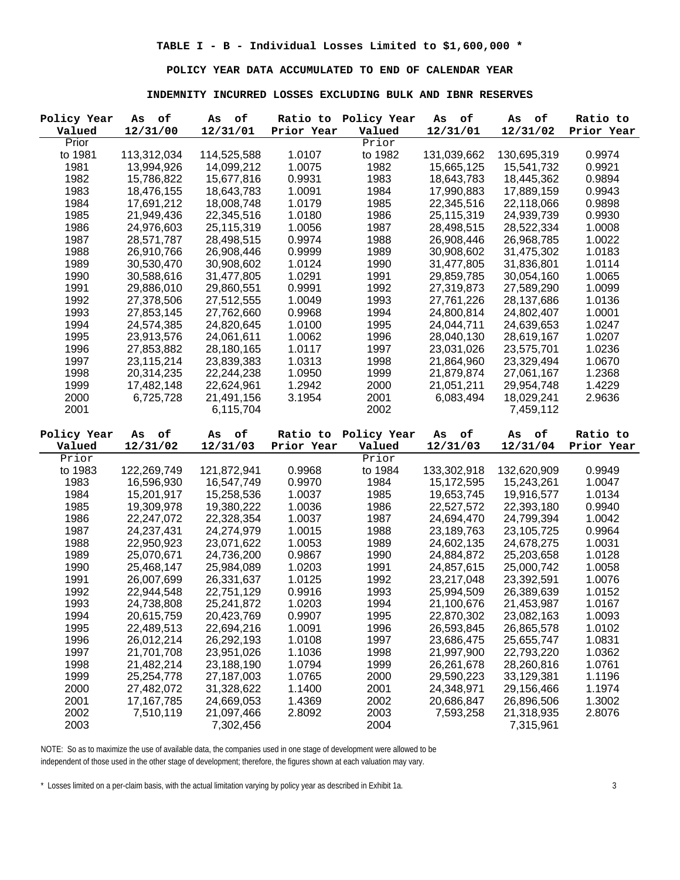**TABLE I - B - Individual Losses Limited to $1,600,000 ***

**POLICY YEAR DATA ACCUMULATED TO END OF CALENDAR YEAR**

**INDEMNITY INCURRED LOSSES EXCLUDING BULK AND IBNR RESERVES**

| Policy Year Valued | As of 12/31/00 | As of 12/31/01 | Ratio to Prior Year | Policy Year Valued | As of 12/31/01 | As of 12/31/02 | Ratio to Prior Year |
|---|---|---|---|---|---|---|---|
| Prior to 1981 | 113,312,034 | 114,525,588 | 1.0107 | Prior to 1982 | 131,039,662 | 130,695,319 | 0.9974 |
| 1981 | 13,994,926 | 14,099,212 | 1.0075 | 1982 | 15,665,125 | 15,541,732 | 0.9921 |
| 1982 | 15,786,822 | 15,677,816 | 0.9931 | 1983 | 18,643,783 | 18,445,362 | 0.9894 |
| 1983 | 18,476,155 | 18,643,783 | 1.0091 | 1984 | 17,990,883 | 17,889,159 | 0.9943 |
| 1984 | 17,691,212 | 18,008,748 | 1.0179 | 1985 | 22,345,516 | 22,118,066 | 0.9898 |
| 1985 | 21,949,436 | 22,345,516 | 1.0180 | 1986 | 25,115,319 | 24,939,739 | 0.9930 |
| 1986 | 24,976,603 | 25,115,319 | 1.0056 | 1987 | 28,498,515 | 28,522,334 | 1.0008 |
| 1987 | 28,571,787 | 28,498,515 | 0.9974 | 1988 | 26,908,446 | 26,968,785 | 1.0022 |
| 1988 | 26,910,766 | 26,908,446 | 0.9999 | 1989 | 30,908,602 | 31,475,302 | 1.0183 |
| 1989 | 30,530,470 | 30,908,602 | 1.0124 | 1990 | 31,477,805 | 31,836,801 | 1.0114 |
| 1990 | 30,588,616 | 31,477,805 | 1.0291 | 1991 | 29,859,785 | 30,054,160 | 1.0065 |
| 1991 | 29,886,010 | 29,860,551 | 0.9991 | 1992 | 27,319,873 | 27,589,290 | 1.0099 |
| 1992 | 27,378,506 | 27,512,555 | 1.0049 | 1993 | 27,761,226 | 28,137,686 | 1.0136 |
| 1993 | 27,853,145 | 27,762,660 | 0.9968 | 1994 | 24,800,814 | 24,802,407 | 1.0001 |
| 1994 | 24,574,385 | 24,820,645 | 1.0100 | 1995 | 24,044,711 | 24,639,653 | 1.0247 |
| 1995 | 23,913,576 | 24,061,611 | 1.0062 | 1996 | 28,040,130 | 28,619,167 | 1.0207 |
| 1996 | 27,853,882 | 28,180,165 | 1.0117 | 1997 | 23,031,026 | 23,575,701 | 1.0236 |
| 1997 | 23,115,214 | 23,839,383 | 1.0313 | 1998 | 21,864,960 | 23,329,494 | 1.0670 |
| 1998 | 20,314,235 | 22,244,238 | 1.0950 | 1999 | 21,879,874 | 27,061,167 | 1.2368 |
| 1999 | 17,482,148 | 22,624,961 | 1.2942 | 2000 | 21,051,211 | 29,954,748 | 1.4229 |
| 2000 | 6,725,728 | 21,491,156 | 3.1954 | 2001 | 6,083,494 | 18,029,241 | 2.9636 |
| 2001 | | 6,115,704 | | 2002 | | 7,459,112 | |

| Policy Year Valued | As of 12/31/02 | As of 12/31/03 | Ratio to Prior Year | Policy Year Valued | As of 12/31/03 | As of 12/31/04 | Ratio to Prior Year |
|---|---|---|---|---|---|---|---|
| Prior to 1983 | 122,269,749 | 121,872,941 | 0.9968 | Prior to 1984 | 133,302,918 | 132,620,909 | 0.9949 |
| 1983 | 16,596,930 | 16,547,749 | 0.9970 | 1984 | 15,172,595 | 15,243,261 | 1.0047 |
| 1984 | 15,201,917 | 15,258,536 | 1.0037 | 1985 | 19,653,745 | 19,916,577 | 1.0134 |
| 1985 | 19,309,978 | 19,380,222 | 1.0036 | 1986 | 22,527,572 | 22,393,180 | 0.9940 |
| 1986 | 22,247,072 | 22,328,354 | 1.0037 | 1987 | 24,694,470 | 24,799,394 | 1.0042 |
| 1987 | 24,237,431 | 24,274,979 | 1.0015 | 1988 | 23,189,763 | 23,105,725 | 0.9964 |
| 1988 | 22,950,923 | 23,071,622 | 1.0053 | 1989 | 24,602,135 | 24,678,275 | 1.0031 |
| 1989 | 25,070,671 | 24,736,200 | 0.9867 | 1990 | 24,884,872 | 25,203,658 | 1.0128 |
| 1990 | 25,468,147 | 25,984,089 | 1.0203 | 1991 | 24,857,615 | 25,000,742 | 1.0058 |
| 1991 | 26,007,699 | 26,331,637 | 1.0125 | 1992 | 23,217,048 | 23,392,591 | 1.0076 |
| 1992 | 22,944,548 | 22,751,129 | 0.9916 | 1993 | 25,994,509 | 26,389,639 | 1.0152 |
| 1993 | 24,738,808 | 25,241,872 | 1.0203 | 1994 | 21,100,676 | 21,453,987 | 1.0167 |
| 1994 | 20,615,759 | 20,423,769 | 0.9907 | 1995 | 22,870,302 | 23,082,163 | 1.0093 |
| 1995 | 22,489,513 | 22,694,216 | 1.0091 | 1996 | 26,593,845 | 26,865,578 | 1.0102 |
| 1996 | 26,012,214 | 26,292,193 | 1.0108 | 1997 | 23,686,475 | 25,655,747 | 1.0831 |
| 1997 | 21,701,708 | 23,951,026 | 1.1036 | 1998 | 21,997,900 | 22,793,220 | 1.0362 |
| 1998 | 21,482,214 | 23,188,190 | 1.0794 | 1999 | 26,261,678 | 28,260,816 | 1.0761 |
| 1999 | 25,254,778 | 27,187,003 | 1.0765 | 2000 | 29,590,223 | 33,129,381 | 1.1196 |
| 2000 | 27,482,072 | 31,328,622 | 1.1400 | 2001 | 24,348,971 | 29,156,466 | 1.1974 |
| 2001 | 17,167,785 | 24,669,053 | 1.4369 | 2002 | 20,686,847 | 26,896,506 | 1.3002 |
| 2002 | 7,510,119 | 21,097,466 | 2.8092 | 2003 | 7,593,258 | 21,318,935 | 2.8076 |
| 2003 | | 7,302,456 | | 2004 | | 7,315,961 | |

NOTE: So as to maximize the use of available data, the companies used in one stage of development were allowed to be independent of those used in the other stage of development; therefore, the figures shown at each valuation may vary.

\* Losses limited on a per-claim basis, with the actual limitation varying by policy year as described in Exhibit 1a.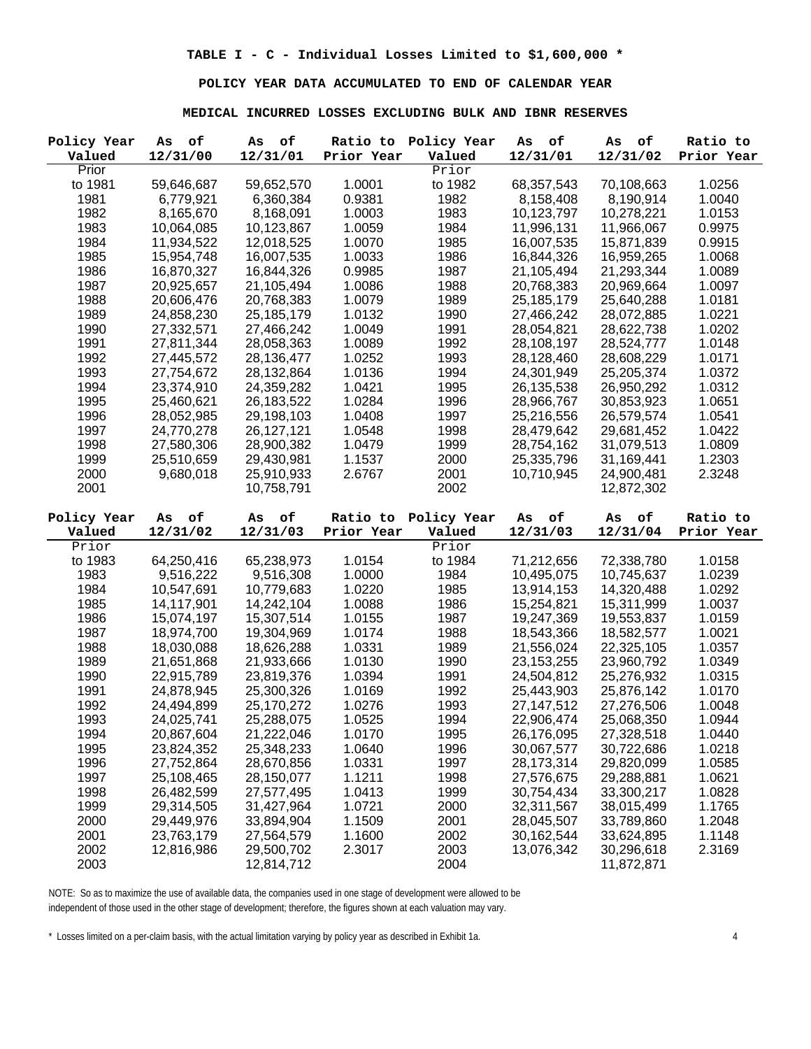**TABLE I - C - Individual Losses Limited to $1,600,000 ***

**POLICY YEAR DATA ACCUMULATED TO END OF CALENDAR YEAR**

**MEDICAL INCURRED LOSSES EXCLUDING BULK AND IBNR RESERVES**

| Policy Year Valued | As of 12/31/00 | As of 12/31/01 | Ratio to Prior Year | Policy Year Valued | As of 12/31/01 | As of 12/31/02 | Ratio to Prior Year |
|---|---|---|---|---|---|---|---|
| Prior to 1981 | 59,646,687 | 59,652,570 | 1.0001 | Prior to 1982 | 68,357,543 | 70,108,663 | 1.0256 |
| 1981 | 6,779,921 | 6,360,384 | 0.9381 | 1982 | 8,158,408 | 8,190,914 | 1.0040 |
| 1982 | 8,165,670 | 8,168,091 | 1.0003 | 1983 | 10,123,797 | 10,278,221 | 1.0153 |
| 1983 | 10,064,085 | 10,123,867 | 1.0059 | 1984 | 11,996,131 | 11,966,067 | 0.9975 |
| 1984 | 11,934,522 | 12,018,525 | 1.0070 | 1985 | 16,007,535 | 15,871,839 | 0.9915 |
| 1985 | 15,954,748 | 16,007,535 | 1.0033 | 1986 | 16,844,326 | 16,959,265 | 1.0068 |
| 1986 | 16,870,327 | 16,844,326 | 0.9985 | 1987 | 21,105,494 | 21,293,344 | 1.0089 |
| 1987 | 20,925,657 | 21,105,494 | 1.0086 | 1988 | 20,768,383 | 20,969,664 | 1.0097 |
| 1988 | 20,606,476 | 20,768,383 | 1.0079 | 1989 | 25,185,179 | 25,640,288 | 1.0181 |
| 1989 | 24,858,230 | 25,185,179 | 1.0132 | 1990 | 27,466,242 | 28,072,885 | 1.0221 |
| 1990 | 27,332,571 | 27,466,242 | 1.0049 | 1991 | 28,054,821 | 28,622,738 | 1.0202 |
| 1991 | 27,811,344 | 28,058,363 | 1.0089 | 1992 | 28,108,197 | 28,524,777 | 1.0148 |
| 1992 | 27,445,572 | 28,136,477 | 1.0252 | 1993 | 28,128,460 | 28,608,229 | 1.0171 |
| 1993 | 27,754,672 | 28,132,864 | 1.0136 | 1994 | 24,301,949 | 25,205,374 | 1.0372 |
| 1994 | 23,374,910 | 24,359,282 | 1.0421 | 1995 | 26,135,538 | 26,950,292 | 1.0312 |
| 1995 | 25,460,621 | 26,183,522 | 1.0284 | 1996 | 28,966,767 | 30,853,923 | 1.0651 |
| 1996 | 28,052,985 | 29,198,103 | 1.0408 | 1997 | 25,216,556 | 26,579,574 | 1.0541 |
| 1997 | 24,770,278 | 26,127,121 | 1.0548 | 1998 | 28,479,642 | 29,681,452 | 1.0422 |
| 1998 | 27,580,306 | 28,900,382 | 1.0479 | 1999 | 28,754,162 | 31,079,513 | 1.0809 |
| 1999 | 25,510,659 | 29,430,981 | 1.1537 | 2000 | 25,335,796 | 31,169,441 | 1.2303 |
| 2000 | 9,680,018 | 25,910,933 | 2.6767 | 2001 | 10,710,945 | 24,900,481 | 2.3248 |
| 2001 | | 10,758,791 | | 2002 | | 12,872,302 | |

| Policy Year Valued | As of 12/31/02 | As of 12/31/03 | Ratio to Prior Year | Policy Year Valued | As of 12/31/03 | As of 12/31/04 | Ratio to Prior Year |
|---|---|---|---|---|---|---|---|
| Prior to 1983 | 64,250,416 | 65,238,973 | 1.0154 | Prior to 1984 | 71,212,656 | 72,338,780 | 1.0158 |
| 1983 | 9,516,222 | 9,516,308 | 1.0000 | 1984 | 10,495,075 | 10,745,637 | 1.0239 |
| 1984 | 10,547,691 | 10,779,683 | 1.0220 | 1985 | 13,914,153 | 14,320,488 | 1.0292 |
| 1985 | 14,117,901 | 14,242,104 | 1.0088 | 1986 | 15,254,821 | 15,311,999 | 1.0037 |
| 1986 | 15,074,197 | 15,307,514 | 1.0155 | 1987 | 19,247,369 | 19,553,837 | 1.0159 |
| 1987 | 18,974,700 | 19,304,969 | 1.0174 | 1988 | 18,543,366 | 18,582,577 | 1.0021 |
| 1988 | 18,030,088 | 18,626,288 | 1.0331 | 1989 | 21,556,024 | 22,325,105 | 1.0357 |
| 1989 | 21,651,868 | 21,933,666 | 1.0130 | 1990 | 23,153,255 | 23,960,792 | 1.0349 |
| 1990 | 22,915,789 | 23,819,376 | 1.0394 | 1991 | 24,504,812 | 25,276,932 | 1.0315 |
| 1991 | 24,878,945 | 25,300,326 | 1.0169 | 1992 | 25,443,903 | 25,876,142 | 1.0170 |
| 1992 | 24,494,899 | 25,170,272 | 1.0276 | 1993 | 27,147,512 | 27,276,506 | 1.0048 |
| 1993 | 24,025,741 | 25,288,075 | 1.0525 | 1994 | 22,906,474 | 25,068,350 | 1.0944 |
| 1994 | 20,867,604 | 21,222,046 | 1.0170 | 1995 | 26,176,095 | 27,328,518 | 1.0440 |
| 1995 | 23,824,352 | 25,348,233 | 1.0640 | 1996 | 30,067,577 | 30,722,686 | 1.0218 |
| 1996 | 27,752,864 | 28,670,856 | 1.0331 | 1997 | 28,173,314 | 29,820,099 | 1.0585 |
| 1997 | 25,108,465 | 28,150,077 | 1.1211 | 1998 | 27,576,675 | 29,288,881 | 1.0621 |
| 1998 | 26,482,599 | 27,577,495 | 1.0413 | 1999 | 30,754,434 | 33,300,217 | 1.0828 |
| 1999 | 29,314,505 | 31,427,964 | 1.0721 | 2000 | 32,311,567 | 38,015,499 | 1.1765 |
| 2000 | 29,449,976 | 33,894,904 | 1.1509 | 2001 | 28,045,507 | 33,789,860 | 1.2048 |
| 2001 | 23,763,179 | 27,564,579 | 1.1600 | 2002 | 30,162,544 | 33,624,895 | 1.1148 |
| 2002 | 12,816,986 | 29,500,702 | 2.3017 | 2003 | 13,076,342 | 30,296,618 | 2.3169 |
| 2003 | | 12,814,712 | | 2004 | | 11,872,871 | |

NOTE: So as to maximize the use of available data, the companies used in one stage of development were allowed to be independent of those used in the other stage of development; therefore, the figures shown at each valuation may vary.

* Losses limited on a per-claim basis, with the actual limitation varying by policy year as described in Exhibit 1a.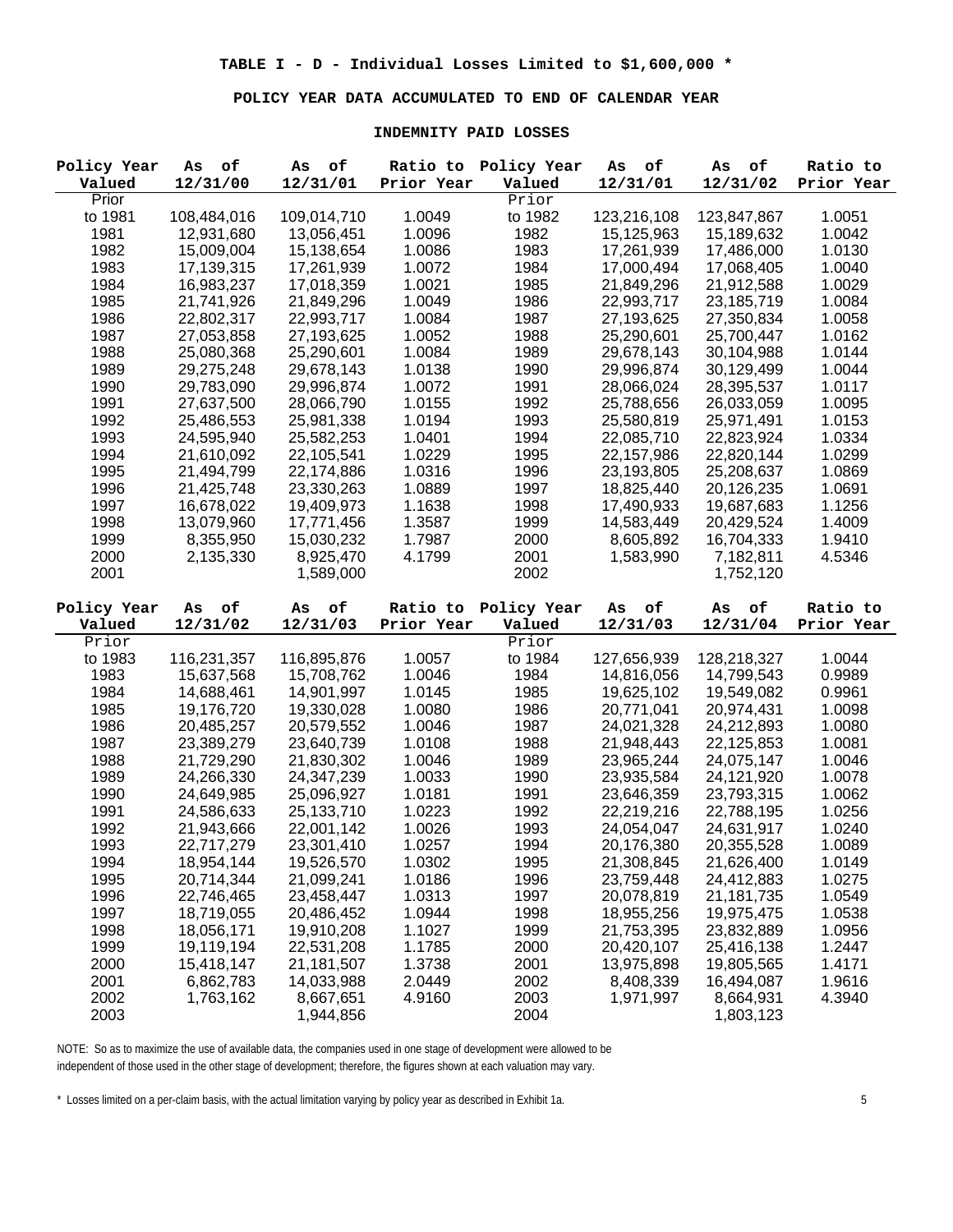**TABLE I - D - Individual Losses Limited to $1,600,000 ***

**POLICY YEAR DATA ACCUMULATED TO END OF CALENDAR YEAR**

**INDEMNITY PAID LOSSES**

| Policy Year Valued | As of 12/31/00 | As of 12/31/01 | Ratio to Prior Year | Policy Year Valued | As of 12/31/01 | As of 12/31/02 | Ratio to Prior Year |
|---|---|---|---|---|---|---|---|
| Prior to 1981 | 108,484,016 | 109,014,710 | 1.0049 | Prior to 1982 | 123,216,108 | 123,847,867 | 1.0051 |
| 1981 | 12,931,680 | 13,056,451 | 1.0096 | 1982 | 15,125,963 | 15,189,632 | 1.0042 |
| 1982 | 15,009,004 | 15,138,654 | 1.0086 | 1983 | 17,261,939 | 17,486,000 | 1.0130 |
| 1983 | 17,139,315 | 17,261,939 | 1.0072 | 1984 | 17,000,494 | 17,068,405 | 1.0040 |
| 1984 | 16,983,237 | 17,018,359 | 1.0021 | 1985 | 21,849,296 | 21,912,588 | 1.0029 |
| 1985 | 21,741,926 | 21,849,296 | 1.0049 | 1986 | 22,993,717 | 23,185,719 | 1.0084 |
| 1986 | 22,802,317 | 22,993,717 | 1.0084 | 1987 | 27,193,625 | 27,350,834 | 1.0058 |
| 1987 | 27,053,858 | 27,193,625 | 1.0052 | 1988 | 25,290,601 | 25,700,447 | 1.0162 |
| 1988 | 25,080,368 | 25,290,601 | 1.0084 | 1989 | 29,678,143 | 30,104,988 | 1.0144 |
| 1989 | 29,275,248 | 29,678,143 | 1.0138 | 1990 | 29,996,874 | 30,129,499 | 1.0044 |
| 1990 | 29,783,090 | 29,996,874 | 1.0072 | 1991 | 28,066,024 | 28,395,537 | 1.0117 |
| 1991 | 27,637,500 | 28,066,790 | 1.0155 | 1992 | 25,788,656 | 26,033,059 | 1.0095 |
| 1992 | 25,486,553 | 25,981,338 | 1.0194 | 1993 | 25,580,819 | 25,971,491 | 1.0153 |
| 1993 | 24,595,940 | 25,582,253 | 1.0401 | 1994 | 22,085,710 | 22,823,924 | 1.0334 |
| 1994 | 21,610,092 | 22,105,541 | 1.0229 | 1995 | 22,157,986 | 22,820,144 | 1.0299 |
| 1995 | 21,494,799 | 22,174,886 | 1.0316 | 1996 | 23,193,805 | 25,208,637 | 1.0869 |
| 1996 | 21,425,748 | 23,330,263 | 1.0889 | 1997 | 18,825,440 | 20,126,235 | 1.0691 |
| 1997 | 16,678,022 | 19,409,973 | 1.1638 | 1998 | 17,490,933 | 19,687,683 | 1.1256 |
| 1998 | 13,079,960 | 17,771,456 | 1.3587 | 1999 | 14,583,449 | 20,429,524 | 1.4009 |
| 1999 | 8,355,950 | 15,030,232 | 1.7987 | 2000 | 8,605,892 | 16,704,333 | 1.9410 |
| 2000 | 2,135,330 | 8,925,470 | 4.1799 | 2001 | 1,583,990 | 7,182,811 | 4.5346 |
| 2001 | | 1,589,000 | | 2002 | | 1,752,120 | |

| Policy Year Valued | As of 12/31/02 | As of 12/31/03 | Ratio to Prior Year | Policy Year Valued | As of 12/31/03 | As of 12/31/04 | Ratio to Prior Year |
|---|---|---|---|---|---|---|---|
| Prior to 1983 | 116,231,357 | 116,895,876 | 1.0057 | Prior to 1984 | 127,656,939 | 128,218,327 | 1.0044 |
| 1983 | 15,637,568 | 15,708,762 | 1.0046 | 1984 | 14,816,056 | 14,799,543 | 0.9989 |
| 1984 | 14,688,461 | 14,901,997 | 1.0145 | 1985 | 19,625,102 | 19,549,082 | 0.9961 |
| 1985 | 19,176,720 | 19,330,028 | 1.0080 | 1986 | 20,771,041 | 20,974,431 | 1.0098 |
| 1986 | 20,485,257 | 20,579,552 | 1.0046 | 1987 | 24,021,328 | 24,212,893 | 1.0080 |
| 1987 | 23,389,279 | 23,640,739 | 1.0108 | 1988 | 21,948,443 | 22,125,853 | 1.0081 |
| 1988 | 21,729,290 | 21,830,302 | 1.0046 | 1989 | 23,965,244 | 24,075,147 | 1.0046 |
| 1989 | 24,266,330 | 24,347,239 | 1.0033 | 1990 | 23,935,584 | 24,121,920 | 1.0078 |
| 1990 | 24,649,985 | 25,096,927 | 1.0181 | 1991 | 23,646,359 | 23,793,315 | 1.0062 |
| 1991 | 24,586,633 | 25,133,710 | 1.0223 | 1992 | 22,219,216 | 22,788,195 | 1.0256 |
| 1992 | 21,943,666 | 22,001,142 | 1.0026 | 1993 | 24,054,047 | 24,631,917 | 1.0240 |
| 1993 | 22,717,279 | 23,301,410 | 1.0257 | 1994 | 20,176,380 | 20,355,528 | 1.0089 |
| 1994 | 18,954,144 | 19,526,570 | 1.0302 | 1995 | 21,308,845 | 21,626,400 | 1.0149 |
| 1995 | 20,714,344 | 21,099,241 | 1.0186 | 1996 | 23,759,448 | 24,412,883 | 1.0275 |
| 1996 | 22,746,465 | 23,458,447 | 1.0313 | 1997 | 20,078,819 | 21,181,735 | 1.0549 |
| 1997 | 18,719,055 | 20,486,452 | 1.0944 | 1998 | 18,955,256 | 19,975,475 | 1.0538 |
| 1998 | 18,056,171 | 19,910,208 | 1.1027 | 1999 | 21,753,395 | 23,832,889 | 1.0956 |
| 1999 | 19,119,194 | 22,531,208 | 1.1785 | 2000 | 20,420,107 | 25,416,138 | 1.2447 |
| 2000 | 15,418,147 | 21,181,507 | 1.3738 | 2001 | 13,975,898 | 19,805,565 | 1.4171 |
| 2001 | 6,862,783 | 14,033,988 | 2.0449 | 2002 | 8,408,339 | 16,494,087 | 1.9616 |
| 2002 | 1,763,162 | 8,667,651 | 4.9160 | 2003 | 1,971,997 | 8,664,931 | 4.3940 |
| 2003 | | 1,944,856 | | 2004 | | 1,803,123 | |

NOTE: So as to maximize the use of available data, the companies used in one stage of development were allowed to be independent of those used in the other stage of development; therefore, the figures shown at each valuation may vary.

* Losses limited on a per-claim basis, with the actual limitation varying by policy year as described in Exhibit 1a.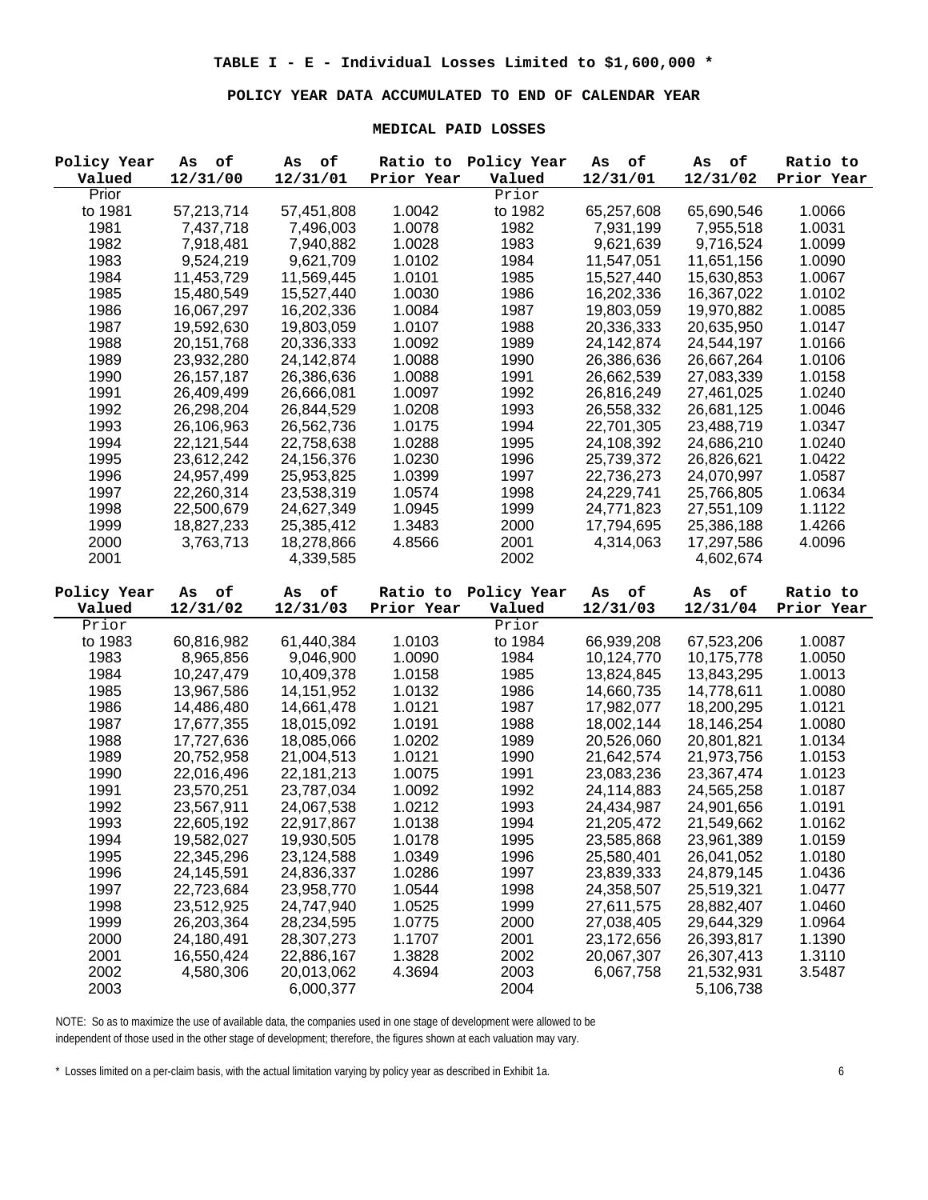**TABLE I - E - Individual Losses Limited to $1,600,000 ***

**POLICY YEAR DATA ACCUMULATED TO END OF CALENDAR YEAR**

**MEDICAL PAID LOSSES**

| Policy Year Valued | As of 12/31/00 | As of 12/31/01 | Ratio to Prior Year | Policy Year Valued | As of 12/31/01 | As of 12/31/02 | Ratio to Prior Year |
|---|---|---|---|---|---|---|---|
| Prior to 1981 | 57,213,714 | 57,451,808 | 1.0042 | Prior to 1982 | 65,257,608 | 65,690,546 | 1.0066 |
| 1981 | 7,437,718 | 7,496,003 | 1.0078 | 1982 | 7,931,199 | 7,955,518 | 1.0031 |
| 1982 | 7,918,481 | 7,940,882 | 1.0028 | 1983 | 9,621,639 | 9,716,524 | 1.0099 |
| 1983 | 9,524,219 | 9,621,709 | 1.0102 | 1984 | 11,547,051 | 11,651,156 | 1.0090 |
| 1984 | 11,453,729 | 11,569,445 | 1.0101 | 1985 | 15,527,440 | 15,630,853 | 1.0067 |
| 1985 | 15,480,549 | 15,527,440 | 1.0030 | 1986 | 16,202,336 | 16,367,022 | 1.0102 |
| 1986 | 16,067,297 | 16,202,336 | 1.0084 | 1987 | 19,803,059 | 19,970,882 | 1.0085 |
| 1987 | 19,592,630 | 19,803,059 | 1.0107 | 1988 | 20,336,333 | 20,635,950 | 1.0147 |
| 1988 | 20,151,768 | 20,336,333 | 1.0092 | 1989 | 24,142,874 | 24,544,197 | 1.0166 |
| 1989 | 23,932,280 | 24,142,874 | 1.0088 | 1990 | 26,386,636 | 26,667,264 | 1.0106 |
| 1990 | 26,157,187 | 26,386,636 | 1.0088 | 1991 | 26,662,539 | 27,083,339 | 1.0158 |
| 1991 | 26,409,499 | 26,666,081 | 1.0097 | 1992 | 26,816,249 | 27,461,025 | 1.0240 |
| 1992 | 26,298,204 | 26,844,529 | 1.0208 | 1993 | 26,558,332 | 26,681,125 | 1.0046 |
| 1993 | 26,106,963 | 26,562,736 | 1.0175 | 1994 | 22,701,305 | 23,488,719 | 1.0347 |
| 1994 | 22,121,544 | 22,758,638 | 1.0288 | 1995 | 24,108,392 | 24,686,210 | 1.0240 |
| 1995 | 23,612,242 | 24,156,376 | 1.0230 | 1996 | 25,739,372 | 26,826,621 | 1.0422 |
| 1996 | 24,957,499 | 25,953,825 | 1.0399 | 1997 | 22,736,273 | 24,070,997 | 1.0587 |
| 1997 | 22,260,314 | 23,538,319 | 1.0574 | 1998 | 24,229,741 | 25,766,805 | 1.0634 |
| 1998 | 22,500,679 | 24,627,349 | 1.0945 | 1999 | 24,771,823 | 27,551,109 | 1.1122 |
| 1999 | 18,827,233 | 25,385,412 | 1.3483 | 2000 | 17,794,695 | 25,386,188 | 1.4266 |
| 2000 | 3,763,713 | 18,278,866 | 4.8566 | 2001 | 4,314,063 | 17,297,586 | 4.0096 |
| 2001 | | 4,339,585 | | 2002 | | 4,602,674 | |

| Policy Year Valued | As of 12/31/02 | As of 12/31/03 | Ratio to Prior Year | Policy Year Valued | As of 12/31/03 | As of 12/31/04 | Ratio to Prior Year |
|---|---|---|---|---|---|---|---|
| Prior to 1983 | 60,816,982 | 61,440,384 | 1.0103 | Prior to 1984 | 66,939,208 | 67,523,206 | 1.0087 |
| 1983 | 8,965,856 | 9,046,900 | 1.0090 | 1984 | 10,124,770 | 10,175,778 | 1.0050 |
| 1984 | 10,247,479 | 10,409,378 | 1.0158 | 1985 | 13,824,845 | 13,843,295 | 1.0013 |
| 1985 | 13,967,586 | 14,151,952 | 1.0132 | 1986 | 14,660,735 | 14,778,611 | 1.0080 |
| 1986 | 14,486,480 | 14,661,478 | 1.0121 | 1987 | 17,982,077 | 18,200,295 | 1.0121 |
| 1987 | 17,677,355 | 18,015,092 | 1.0191 | 1988 | 18,002,144 | 18,146,254 | 1.0080 |
| 1988 | 17,727,636 | 18,085,066 | 1.0202 | 1989 | 20,526,060 | 20,801,821 | 1.0134 |
| 1989 | 20,752,958 | 21,004,513 | 1.0121 | 1990 | 21,642,574 | 21,973,756 | 1.0153 |
| 1990 | 22,016,496 | 22,181,213 | 1.0075 | 1991 | 23,083,236 | 23,367,474 | 1.0123 |
| 1991 | 23,570,251 | 23,787,034 | 1.0092 | 1992 | 24,114,883 | 24,565,258 | 1.0187 |
| 1992 | 23,567,911 | 24,067,538 | 1.0212 | 1993 | 24,434,987 | 24,901,656 | 1.0191 |
| 1993 | 22,605,192 | 22,917,867 | 1.0138 | 1994 | 21,205,472 | 21,549,662 | 1.0162 |
| 1994 | 19,582,027 | 19,930,505 | 1.0178 | 1995 | 23,585,868 | 23,961,389 | 1.0159 |
| 1995 | 22,345,296 | 23,124,588 | 1.0349 | 1996 | 25,580,401 | 26,041,052 | 1.0180 |
| 1996 | 24,145,591 | 24,836,337 | 1.0286 | 1997 | 23,839,333 | 24,879,145 | 1.0436 |
| 1997 | 22,723,684 | 23,958,770 | 1.0544 | 1998 | 24,358,507 | 25,519,321 | 1.0477 |
| 1998 | 23,512,925 | 24,747,940 | 1.0525 | 1999 | 27,611,575 | 28,882,407 | 1.0460 |
| 1999 | 26,203,364 | 28,234,595 | 1.0775 | 2000 | 27,038,405 | 29,644,329 | 1.0964 |
| 2000 | 24,180,491 | 28,307,273 | 1.1707 | 2001 | 23,172,656 | 26,393,817 | 1.1390 |
| 2001 | 16,550,424 | 22,886,167 | 1.3828 | 2002 | 20,067,307 | 26,307,413 | 1.3110 |
| 2002 | 4,580,306 | 20,013,062 | 4.3694 | 2003 | 6,067,758 | 21,532,931 | 3.5487 |
| 2003 | | 6,000,377 | | 2004 | | 5,106,738 | |

NOTE: So as to maximize the use of available data, the companies used in one stage of development were allowed to be independent of those used in the other stage of development; therefore, the figures shown at each valuation may vary.

* Losses limited on a per-claim basis, with the actual limitation varying by policy year as described in Exhibit 1a.